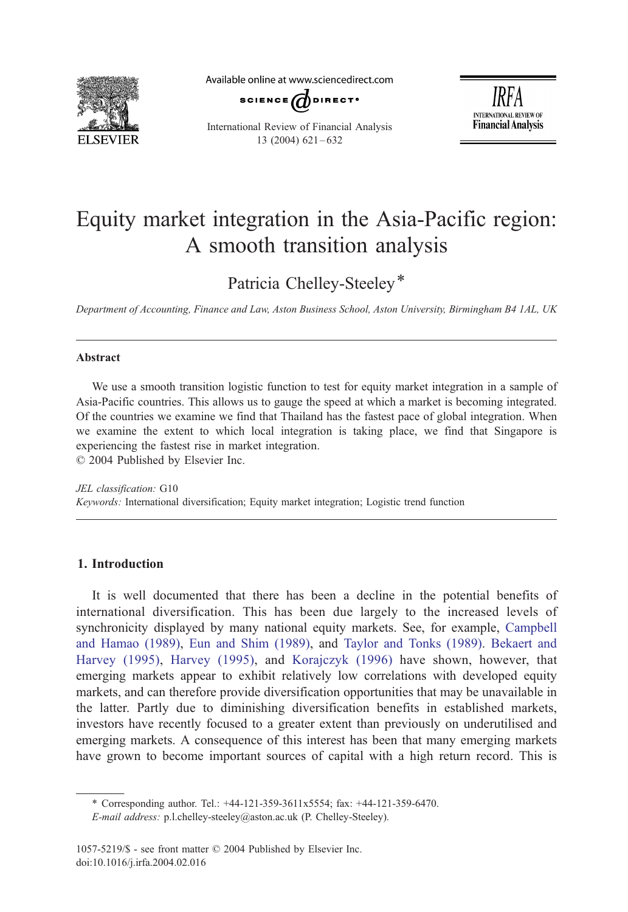# Equity market integration in the Asia-Pacific region: A smooth transition analysis

Patricia Chelley-Steeley*

*Department of Accounting, Finance and Law, Aston Business School, Aston University, Birmingham B4 1AL, UK*

## Abstract

We use a smooth transition logistic function to test for equity market integration in a sample of Asia-Pacific countries. This allows us to gauge the speed at which a market is becoming integrated. Of the countries we examine we find that Thailand has the fastest pace of global integration. When we examine the extent to which local integration is taking place, we find that Singapore is experiencing the fastest rise in market integration.

© 2004 Published by Elsevier Inc.

*JEL classification:* G10

*Keywords:* International diversification; Equity market integration; Logistic trend function

## 1. Introduction

It is well documented that there has been a decline in the potential benefits of international diversification. This has been due largely to the increased levels of synchronicity displayed by many national equity markets. See, for example, Campbell and Hamao (1989), Eun and Shim (1989), and Taylor and Tonks (1989). Bekaert and Harvey (1995), Harvey (1995), and Korajczyk (1996) have shown, however, that emerging markets appear to exhibit relatively low correlations with developed equity markets, and can therefore provide diversification opportunities that may be unavailable in the latter. Partly due to diminishing diversification benefits in established markets, investors have recently focused to a greater extent than previously on underutilised and emerging markets. A consequence of this interest has been that many emerging markets have grown to become important sources of capital with a high return record. This is

\* Corresponding author. Tel.: +44-121-359-3611x5554; fax: +44-121-359-6470.

*E-mail address:* p.l.chelley-steeley@aston.ac.uk (P. Chelley-Steeley).

1057-5219/$ - see front matter © 2004 Published by Elsevier Inc.
doi:10.1016/j.irfa.2004.02.016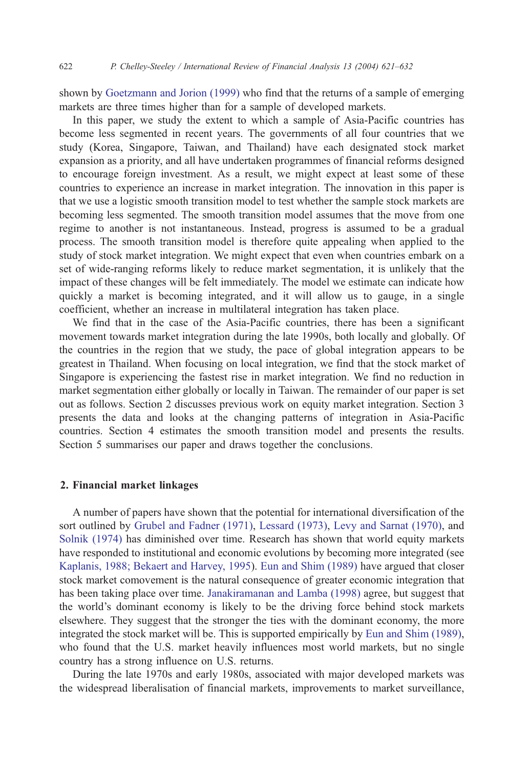shown by Goetzmann and Jorion (1999) who find that the returns of a sample of emerging markets are three times higher than for a sample of developed markets.

In this paper, we study the extent to which a sample of Asia-Pacific countries has become less segmented in recent years. The governments of all four countries that we study (Korea, Singapore, Taiwan, and Thailand) have each designated stock market expansion as a priority, and all have undertaken programmes of financial reforms designed to encourage foreign investment. As a result, we might expect at least some of these countries to experience an increase in market integration. The innovation in this paper is that we use a logistic smooth transition model to test whether the sample stock markets are becoming less segmented. The smooth transition model assumes that the move from one regime to another is not instantaneous. Instead, progress is assumed to be a gradual process. The smooth transition model is therefore quite appealing when applied to the study of stock market integration. We might expect that even when countries embark on a set of wide-ranging reforms likely to reduce market segmentation, it is unlikely that the impact of these changes will be felt immediately. The model we estimate can indicate how quickly a market is becoming integrated, and it will allow us to gauge, in a single coefficient, whether an increase in multilateral integration has taken place.

We find that in the case of the Asia-Pacific countries, there has been a significant movement towards market integration during the late 1990s, both locally and globally. Of the countries in the region that we study, the pace of global integration appears to be greatest in Thailand. When focusing on local integration, we find that the stock market of Singapore is experiencing the fastest rise in market integration. We find no reduction in market segmentation either globally or locally in Taiwan. The remainder of our paper is set out as follows. Section 2 discusses previous work on equity market integration. Section 3 presents the data and looks at the changing patterns of integration in Asia-Pacific countries. Section 4 estimates the smooth transition model and presents the results. Section 5 summarises our paper and draws together the conclusions.

## 2. Financial market linkages

A number of papers have shown that the potential for international diversification of the sort outlined by Grubel and Fadner (1971), Lessard (1973), Levy and Sarnat (1970), and Solnik (1974) has diminished over time. Research has shown that world equity markets have responded to institutional and economic evolutions by becoming more integrated (see Kaplanis, 1988; Bekaert and Harvey, 1995). Eun and Shim (1989) have argued that closer stock market comovement is the natural consequence of greater economic integration that has been taking place over time. Janakiramanan and Lamba (1998) agree, but suggest that the world's dominant economy is likely to be the driving force behind stock markets elsewhere. They suggest that the stronger the ties with the dominant economy, the more integrated the stock market will be. This is supported empirically by Eun and Shim (1989), who found that the U.S. market heavily influences most world markets, but no single country has a strong influence on U.S. returns.

During the late 1970s and early 1980s, associated with major developed markets was the widespread liberalisation of financial markets, improvements to market surveillance,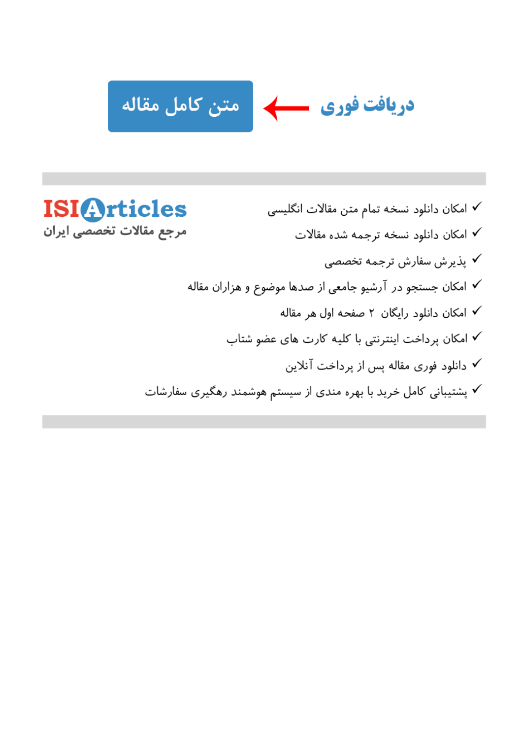دریافت فوری ← متن کامل مقاله

**ISIArticles**
مرجع مقالات تخصصی ایران

- ✓ امکان دانلود نسخه تمام متن مقالات انگلیسی
- ✓ امکان دانلود نسخه ترجمه شده مقالات
- ✓ پذیرش سفارش ترجمه تخصصی
- ✓ امکان جستجو در آرشیو جامعی از صدها موضوع و هزاران مقاله
- ✓ امکان دانلود رایگان ۲ صفحه اول هر مقاله
- ✓ امکان پرداخت اینترنتی با کلیه کارت های عضو شتاب
- ✓ دانلود فوری مقاله پس از پرداخت آنلاین
- ✓ پشتیبانی کامل خرید با بهره مندی از سیستم هوشمند رهگیری سفارشات